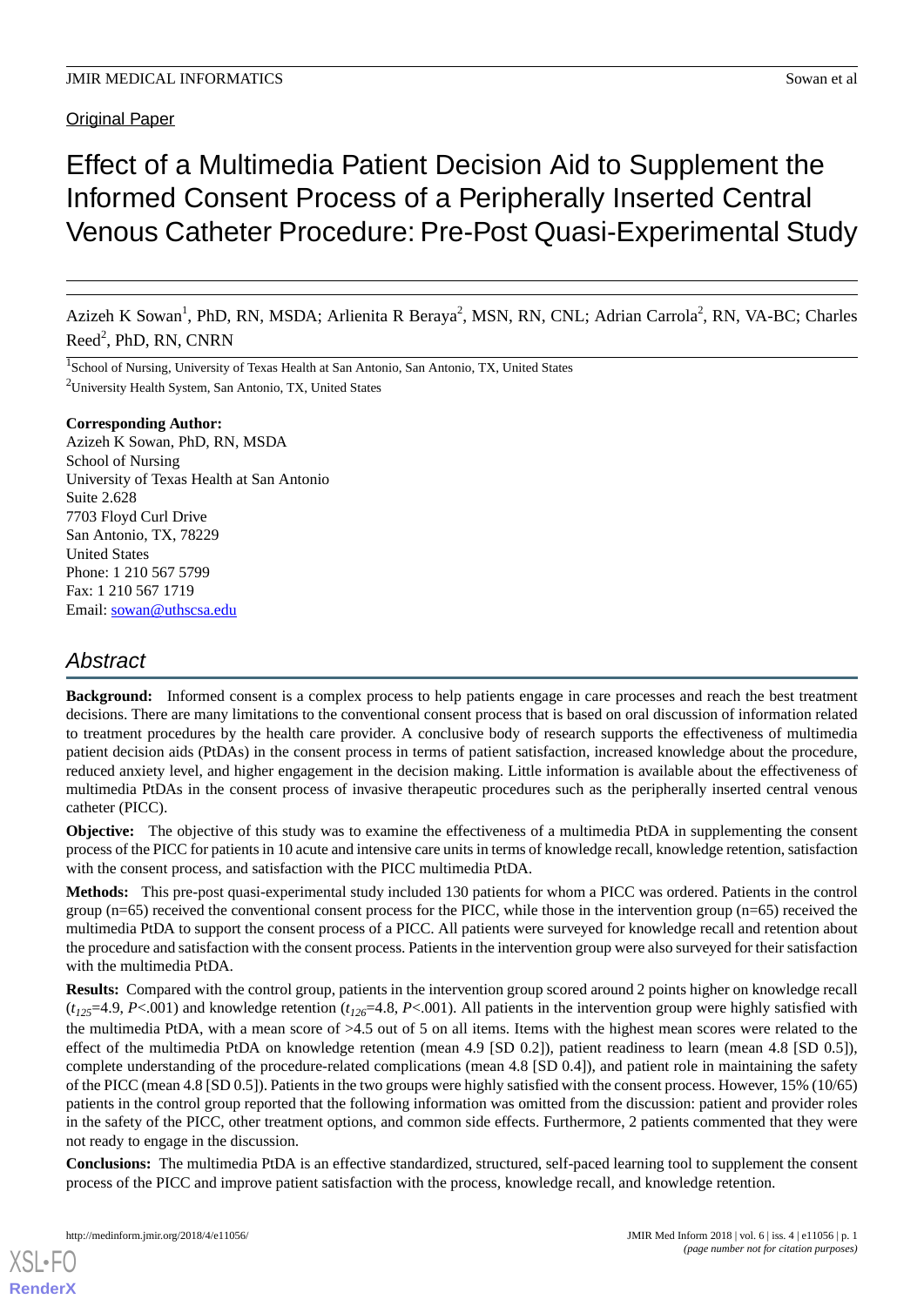Original Paper

# Effect of a Multimedia Patient Decision Aid to Supplement the Informed Consent Process of a Peripherally Inserted Central Venous Catheter Procedure: Pre-Post Quasi-Experimental Study

Azizeh K Sowan[1], PhD, RN, MSDA; Arlienita R Beraya[2], MSN, RN, CNL; Adrian Carrola[2], RN, VA-BC; Charles Reed[2], PhD, RN, CNRN

[1]School of Nursing, University of Texas Health at San Antonio, San Antonio, TX, United States

[2]University Health System, San Antonio, TX, United States

**Corresponding Author:**
Azizeh K Sowan, PhD, RN, MSDA
School of Nursing
University of Texas Health at San Antonio
Suite 2.628
7703 Floyd Curl Drive
San Antonio, TX, 78229
United States
Phone: 1 210 567 5799
Fax: 1 210 567 1719
Email: sowan@uthscsa.edu

## Abstract

**Background:** Informed consent is a complex process to help patients engage in care processes and reach the best treatment decisions. There are many limitations to the conventional consent process that is based on oral discussion of information related to treatment procedures by the health care provider. A conclusive body of research supports the effectiveness of multimedia patient decision aids (PtDAs) in the consent process in terms of patient satisfaction, increased knowledge about the procedure, reduced anxiety level, and higher engagement in the decision making. Little information is available about the effectiveness of multimedia PtDAs in the consent process of invasive therapeutic procedures such as the peripherally inserted central venous catheter (PICC).

**Objective:** The objective of this study was to examine the effectiveness of a multimedia PtDA in supplementing the consent process of the PICC for patients in 10 acute and intensive care units in terms of knowledge recall, knowledge retention, satisfaction with the consent process, and satisfaction with the PICC multimedia PtDA.

**Methods:** This pre-post quasi-experimental study included 130 patients for whom a PICC was ordered. Patients in the control group (n=65) received the conventional consent process for the PICC, while those in the intervention group (n=65) received the multimedia PtDA to support the consent process of a PICC. All patients were surveyed for knowledge recall and retention about the procedure and satisfaction with the consent process. Patients in the intervention group were also surveyed for their satisfaction with the multimedia PtDA.

**Results:** Compared with the control group, patients in the intervention group scored around 2 points higher on knowledge recall ($t_{125}$=4.9, $P$<.001) and knowledge retention ($t_{126}$=4.8, $P$<.001). All patients in the intervention group were highly satisfied with the multimedia PtDA, with a mean score of >4.5 out of 5 on all items. Items with the highest mean scores were related to the effect of the multimedia PtDA on knowledge retention (mean 4.9 [SD 0.2]), patient readiness to learn (mean 4.8 [SD 0.5]), complete understanding of the procedure-related complications (mean 4.8 [SD 0.4]), and patient role in maintaining the safety of the PICC (mean 4.8 [SD 0.5]). Patients in the two groups were highly satisfied with the consent process. However, 15% (10/65) patients in the control group reported that the following information was omitted from the discussion: patient and provider roles in the safety of the PICC, other treatment options, and common side effects. Furthermore, 2 patients commented that they were not ready to engage in the discussion.

**Conclusions:** The multimedia PtDA is an effective standardized, structured, self-paced learning tool to supplement the consent process of the PICC and improve patient satisfaction with the process, knowledge recall, and knowledge retention.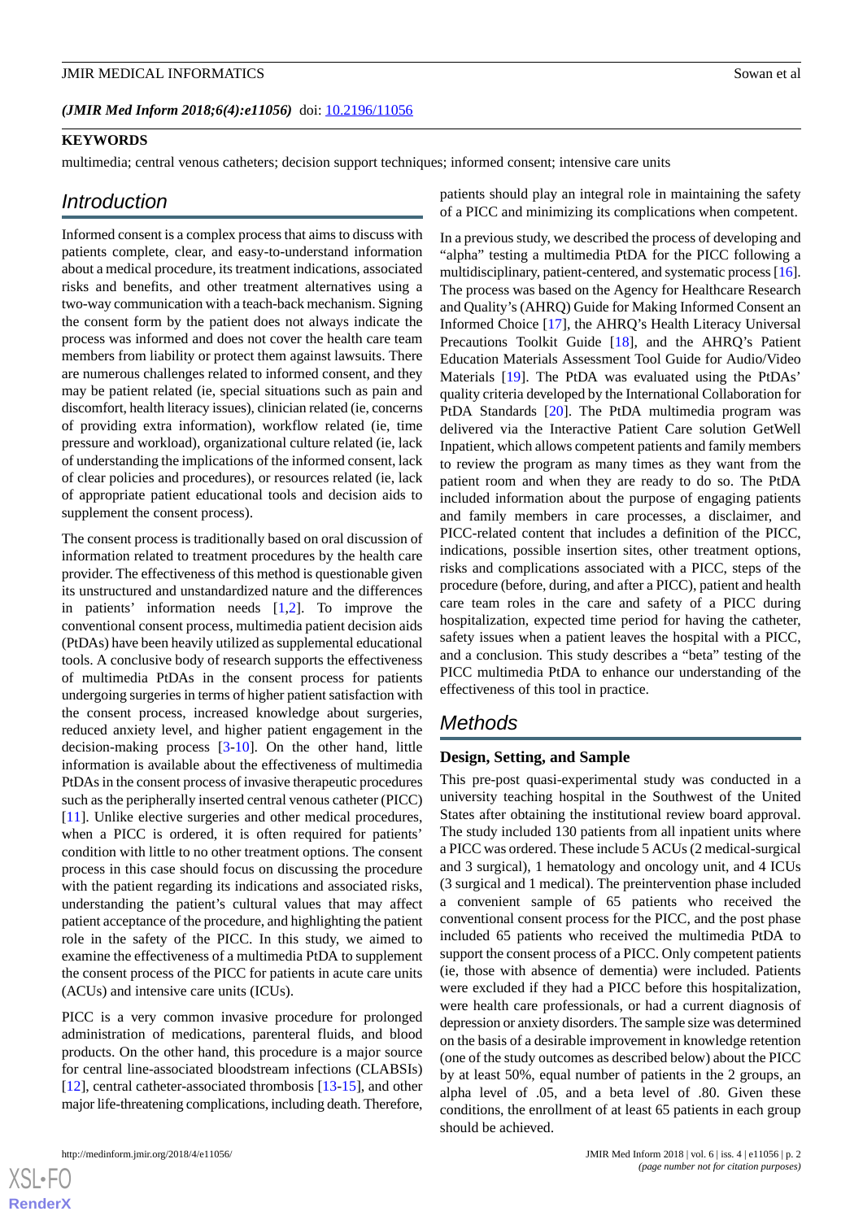(*JMIR Med Inform 2018;6(4):e11056*) doi: 10.2196/11056

**KEYWORDS**

multimedia; central venous catheters; decision support techniques; informed consent; intensive care units

## Introduction

Informed consent is a complex process that aims to discuss with patients complete, clear, and easy-to-understand information about a medical procedure, its treatment indications, associated risks and benefits, and other treatment alternatives using a two-way communication with a teach-back mechanism. Signing the consent form by the patient does not always indicate the process was informed and does not cover the health care team members from liability or protect them against lawsuits. There are numerous challenges related to informed consent, and they may be patient related (ie, special situations such as pain and discomfort, health literacy issues), clinician related (ie, concerns of providing extra information), workflow related (ie, time pressure and workload), organizational culture related (ie, lack of understanding the implications of the informed consent, lack of clear policies and procedures), or resources related (ie, lack of appropriate patient educational tools and decision aids to supplement the consent process).

The consent process is traditionally based on oral discussion of information related to treatment procedures by the health care provider. The effectiveness of this method is questionable given its unstructured and unstandardized nature and the differences in patients' information needs [1,2]. To improve the conventional consent process, multimedia patient decision aids (PtDAs) have been heavily utilized as supplemental educational tools. A conclusive body of research supports the effectiveness of multimedia PtDAs in the consent process for patients undergoing surgeries in terms of higher patient satisfaction with the consent process, increased knowledge about surgeries, reduced anxiety level, and higher patient engagement in the decision-making process [3-10]. On the other hand, little information is available about the effectiveness of multimedia PtDAs in the consent process of invasive therapeutic procedures such as the peripherally inserted central venous catheter (PICC) [11]. Unlike elective surgeries and other medical procedures, when a PICC is ordered, it is often required for patients' condition with little to no other treatment options. The consent process in this case should focus on discussing the procedure with the patient regarding its indications and associated risks, understanding the patient's cultural values that may affect patient acceptance of the procedure, and highlighting the patient role in the safety of the PICC. In this study, we aimed to examine the effectiveness of a multimedia PtDA to supplement the consent process of the PICC for patients in acute care units (ACUs) and intensive care units (ICUs).

PICC is a very common invasive procedure for prolonged administration of medications, parenteral fluids, and blood products. On the other hand, this procedure is a major source for central line-associated bloodstream infections (CLABSIs) [12], central catheter-associated thrombosis [13-15], and other major life-threatening complications, including death. Therefore, patients should play an integral role in maintaining the safety of a PICC and minimizing its complications when competent.

In a previous study, we described the process of developing and "alpha" testing a multimedia PtDA for the PICC following a multidisciplinary, patient-centered, and systematic process [16]. The process was based on the Agency for Healthcare Research and Quality's (AHRQ) Guide for Making Informed Consent an Informed Choice [17], the AHRQ's Health Literacy Universal Precautions Toolkit Guide [18], and the AHRQ's Patient Education Materials Assessment Tool Guide for Audio/Video Materials [19]. The PtDA was evaluated using the PtDAs' quality criteria developed by the International Collaboration for PtDA Standards [20]. The PtDA multimedia program was delivered via the Interactive Patient Care solution GetWell Inpatient, which allows competent patients and family members to review the program as many times as they want from the patient room and when they are ready to do so. The PtDA included information about the purpose of engaging patients and family members in care processes, a disclaimer, and PICC-related content that includes a definition of the PICC, indications, possible insertion sites, other treatment options, risks and complications associated with a PICC, steps of the procedure (before, during, and after a PICC), patient and health care team roles in the care and safety of a PICC during hospitalization, expected time period for having the catheter, safety issues when a patient leaves the hospital with a PICC, and a conclusion. This study describes a "beta" testing of the PICC multimedia PtDA to enhance our understanding of the effectiveness of this tool in practice.

## Methods

### Design, Setting, and Sample

This pre-post quasi-experimental study was conducted in a university teaching hospital in the Southwest of the United States after obtaining the institutional review board approval. The study included 130 patients from all inpatient units where a PICC was ordered. These include 5 ACUs (2 medical-surgical and 3 surgical), 1 hematology and oncology unit, and 4 ICUs (3 surgical and 1 medical). The preintervention phase included a convenient sample of 65 patients who received the conventional consent process for the PICC, and the post phase included 65 patients who received the multimedia PtDA to support the consent process of a PICC. Only competent patients (ie, those with absence of dementia) were included. Patients were excluded if they had a PICC before this hospitalization, were health care professionals, or had a current diagnosis of depression or anxiety disorders. The sample size was determined on the basis of a desirable improvement in knowledge retention (one of the study outcomes as described below) about the PICC by at least 50%, equal number of patients in the 2 groups, an alpha level of .05, and a beta level of .80. Given these conditions, the enrollment of at least 65 patients in each group should be achieved.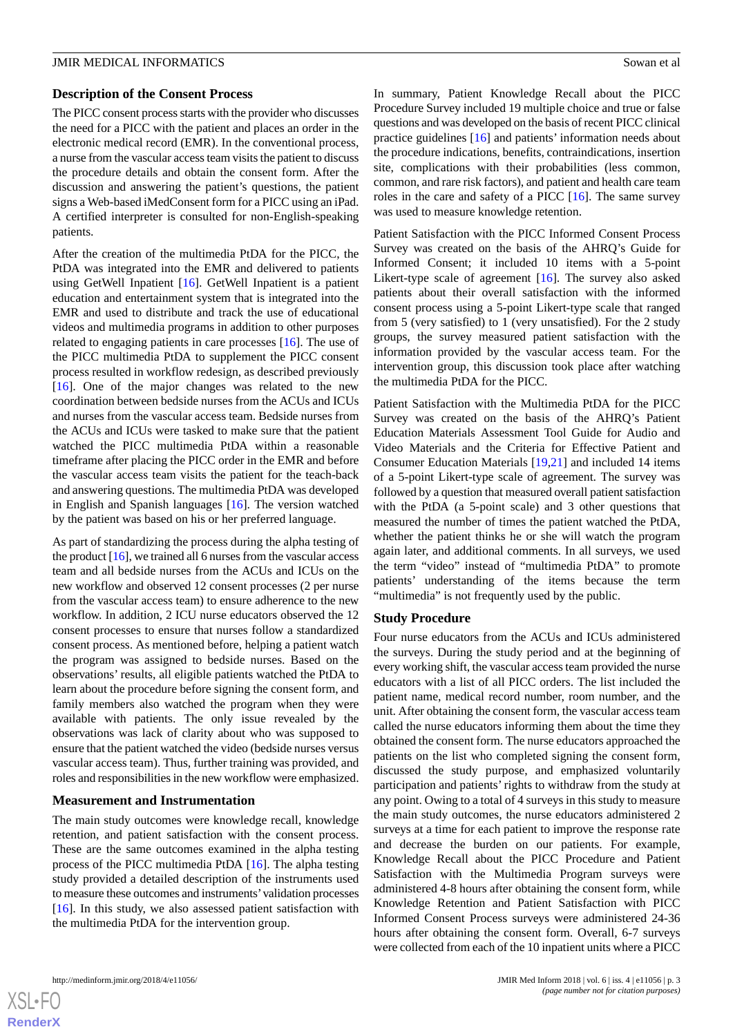### Description of the Consent Process

The PICC consent process starts with the provider who discusses the need for a PICC with the patient and places an order in the electronic medical record (EMR). In the conventional process, a nurse from the vascular access team visits the patient to discuss the procedure details and obtain the consent form. After the discussion and answering the patient's questions, the patient signs a Web-based iMedConsent form for a PICC using an iPad. A certified interpreter is consulted for non-English-speaking patients.

After the creation of the multimedia PtDA for the PICC, the PtDA was integrated into the EMR and delivered to patients using GetWell Inpatient [16]. GetWell Inpatient is a patient education and entertainment system that is integrated into the EMR and used to distribute and track the use of educational videos and multimedia programs in addition to other purposes related to engaging patients in care processes [16]. The use of the PICC multimedia PtDA to supplement the PICC consent process resulted in workflow redesign, as described previously [16]. One of the major changes was related to the new coordination between bedside nurses from the ACUs and ICUs and nurses from the vascular access team. Bedside nurses from the ACUs and ICUs were tasked to make sure that the patient watched the PICC multimedia PtDA within a reasonable timeframe after placing the PICC order in the EMR and before the vascular access team visits the patient for the teach-back and answering questions. The multimedia PtDA was developed in English and Spanish languages [16]. The version watched by the patient was based on his or her preferred language.

As part of standardizing the process during the alpha testing of the product [16], we trained all 6 nurses from the vascular access team and all bedside nurses from the ACUs and ICUs on the new workflow and observed 12 consent processes (2 per nurse from the vascular access team) to ensure adherence to the new workflow. In addition, 2 ICU nurse educators observed the 12 consent processes to ensure that nurses follow a standardized consent process. As mentioned before, helping a patient watch the program was assigned to bedside nurses. Based on the observations' results, all eligible patients watched the PtDA to learn about the procedure before signing the consent form, and family members also watched the program when they were available with patients. The only issue revealed by the observations was lack of clarity about who was supposed to ensure that the patient watched the video (bedside nurses versus vascular access team). Thus, further training was provided, and roles and responsibilities in the new workflow were emphasized.

### Measurement and Instrumentation

The main study outcomes were knowledge recall, knowledge retention, and patient satisfaction with the consent process. These are the same outcomes examined in the alpha testing process of the PICC multimedia PtDA [16]. The alpha testing study provided a detailed description of the instruments used to measure these outcomes and instruments' validation processes [16]. In this study, we also assessed patient satisfaction with the multimedia PtDA for the intervention group.

In summary, Patient Knowledge Recall about the PICC Procedure Survey included 19 multiple choice and true or false questions and was developed on the basis of recent PICC clinical practice guidelines [16] and patients' information needs about the procedure indications, benefits, contraindications, insertion site, complications with their probabilities (less common, common, and rare risk factors), and patient and health care team roles in the care and safety of a PICC [16]. The same survey was used to measure knowledge retention.

Patient Satisfaction with the PICC Informed Consent Process Survey was created on the basis of the AHRQ's Guide for Informed Consent; it included 10 items with a 5-point Likert-type scale of agreement [16]. The survey also asked patients about their overall satisfaction with the informed consent process using a 5-point Likert-type scale that ranged from 5 (very satisfied) to 1 (very unsatisfied). For the 2 study groups, the survey measured patient satisfaction with the information provided by the vascular access team. For the intervention group, this discussion took place after watching the multimedia PtDA for the PICC.

Patient Satisfaction with the Multimedia PtDA for the PICC Survey was created on the basis of the AHRQ's Patient Education Materials Assessment Tool Guide for Audio and Video Materials and the Criteria for Effective Patient and Consumer Education Materials [19,21] and included 14 items of a 5-point Likert-type scale of agreement. The survey was followed by a question that measured overall patient satisfaction with the PtDA (a 5-point scale) and 3 other questions that measured the number of times the patient watched the PtDA, whether the patient thinks he or she will watch the program again later, and additional comments. In all surveys, we used the term "video" instead of "multimedia PtDA" to promote patients' understanding of the items because the term "multimedia" is not frequently used by the public.

### Study Procedure

Four nurse educators from the ACUs and ICUs administered the surveys. During the study period and at the beginning of every working shift, the vascular access team provided the nurse educators with a list of all PICC orders. The list included the patient name, medical record number, room number, and the unit. After obtaining the consent form, the vascular access team called the nurse educators informing them about the time they obtained the consent form. The nurse educators approached the patients on the list who completed signing the consent form, discussed the study purpose, and emphasized voluntarily participation and patients' rights to withdraw from the study at any point. Owing to a total of 4 surveys in this study to measure the main study outcomes, the nurse educators administered 2 surveys at a time for each patient to improve the response rate and decrease the burden on our patients. For example, Knowledge Recall about the PICC Procedure and Patient Satisfaction with the Multimedia Program surveys were administered 4-8 hours after obtaining the consent form, while Knowledge Retention and Patient Satisfaction with PICC Informed Consent Process surveys were administered 24-36 hours after obtaining the consent form. Overall, 6-7 surveys were collected from each of the 10 inpatient units where a PICC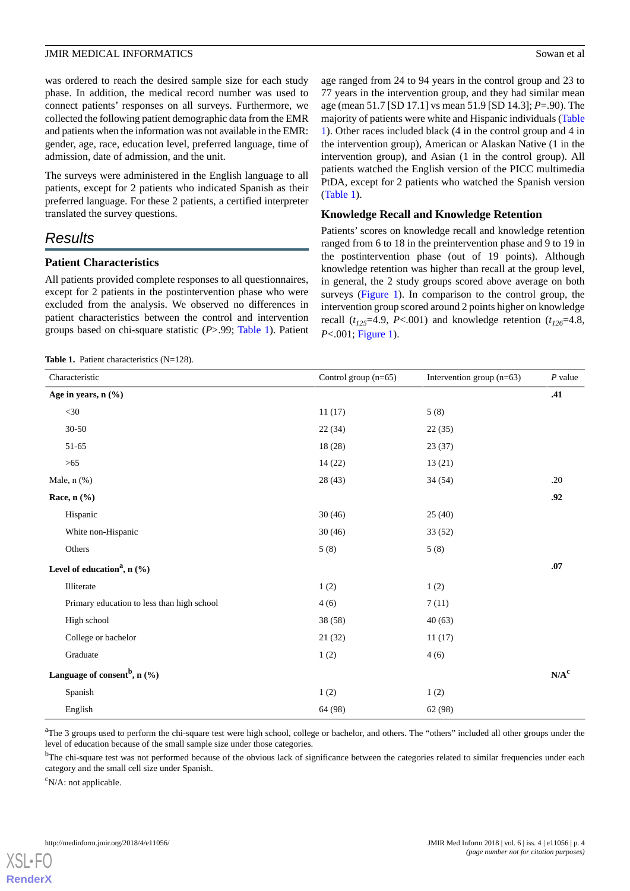was ordered to reach the desired sample size for each study phase. In addition, the medical record number was used to connect patients' responses on all surveys. Furthermore, we collected the following patient demographic data from the EMR and patients when the information was not available in the EMR: gender, age, race, education level, preferred language, time of admission, date of admission, and the unit.

The surveys were administered in the English language to all patients, except for 2 patients who indicated Spanish as their preferred language. For these 2 patients, a certified interpreter translated the survey questions.

## Results

### Patient Characteristics

All patients provided complete responses to all questionnaires, except for 2 patients in the postintervention phase who were excluded from the analysis. We observed no differences in patient characteristics between the control and intervention groups based on chi-square statistic (*P*>.99; Table 1). Patient age ranged from 24 to 94 years in the control group and 23 to 77 years in the intervention group, and they had similar mean age (mean 51.7 [SD 17.1] vs mean 51.9 [SD 14.3]; *P*=.90). The majority of patients were white and Hispanic individuals (Table 1). Other races included black (4 in the control group and 4 in the intervention group), American or Alaskan Native (1 in the intervention group), and Asian (1 in the control group). All patients watched the English version of the PICC multimedia PtDA, except for 2 patients who watched the Spanish version (Table 1).

### Knowledge Recall and Knowledge Retention

Patients' scores on knowledge recall and knowledge retention ranged from 6 to 18 in the preintervention phase and 9 to 19 in the postintervention phase (out of 19 points). Although knowledge retention was higher than recall at the group level, in general, the 2 study groups scored above average on both surveys (Figure 1). In comparison to the control group, the intervention group scored around 2 points higher on knowledge recall ($t_{125}$=4.9, *P*<.001) and knowledge retention ($t_{126}$=4.8, *P*<.001; Figure 1).

**Table 1.** Patient characteristics (N=128).

| Characteristic | Control group (n=65) | Intervention group (n=63) | *P* value |
|---|---|---|---|
| **Age in years, n (%)** | | | **.41** |
| <30 | 11 (17) | 5 (8) | |
| 30-50 | 22 (34) | 22 (35) | |
| 51-65 | 18 (28) | 23 (37) | |
| >65 | 14 (22) | 13 (21) | |
| Male, n (%) | 28 (43) | 34 (54) | .20 |
| **Race, n (%)** | | | **.92** |
| Hispanic | 30 (46) | 25 (40) | |
| White non-Hispanic | 30 (46) | 33 (52) | |
| Others | 5 (8) | 5 (8) | |
| **Level of education[a], n (%)** | | | **.07** |
| Illiterate | 1 (2) | 1 (2) | |
| Primary education to less than high school | 4 (6) | 7 (11) | |
| High school | 38 (58) | 40 (63) | |
| College or bachelor | 21 (32) | 11 (17) | |
| Graduate | 1 (2) | 4 (6) | |
| **Language of consent[b], n (%)** | | | **N/A[c]** |
| Spanish | 1 (2) | 1 (2) | |
| English | 64 (98) | 62 (98) | |

[a]The 3 groups used to perform the chi-square test were high school, college or bachelor, and others. The "others" included all other groups under the level of education because of the small sample size under those categories.

[b]The chi-square test was not performed because of the obvious lack of significance between the categories related to similar frequencies under each category and the small cell size under Spanish.

[c]N/A: not applicable.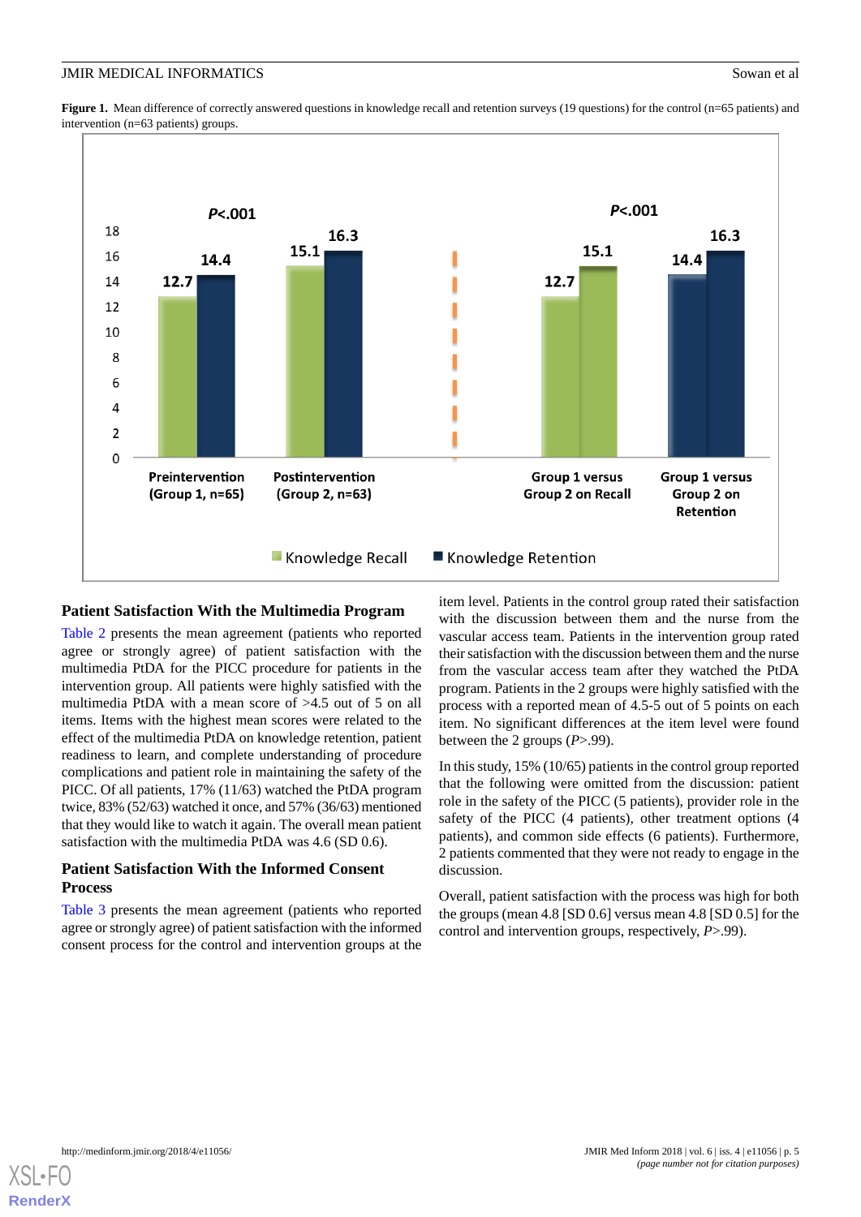**Figure 1.** Mean difference of correctly answered questions in knowledge recall and retention surveys (19 questions) for the control (n=65 patients) and intervention (n=63 patients) groups.

### Patient Satisfaction With the Multimedia Program

Table 2 presents the mean agreement (patients who reported agree or strongly agree) of patient satisfaction with the multimedia PtDA for the PICC procedure for patients in the intervention group. All patients were highly satisfied with the multimedia PtDA with a mean score of >4.5 out of 5 on all items. Items with the highest mean scores were related to the effect of the multimedia PtDA on knowledge retention, patient readiness to learn, and complete understanding of procedure complications and patient role in maintaining the safety of the PICC. Of all patients, 17% (11/63) watched the PtDA program twice, 83% (52/63) watched it once, and 57% (36/63) mentioned that they would like to watch it again. The overall mean patient satisfaction with the multimedia PtDA was 4.6 (SD 0.6).

### Patient Satisfaction With the Informed Consent Process

Table 3 presents the mean agreement (patients who reported agree or strongly agree) of patient satisfaction with the informed consent process for the control and intervention groups at the item level. Patients in the control group rated their satisfaction with the discussion between them and the nurse from the vascular access team. Patients in the intervention group rated their satisfaction with the discussion between them and the nurse from the vascular access team after they watched the PtDA program. Patients in the 2 groups were highly satisfied with the process with a reported mean of 4.5-5 out of 5 points on each item. No significant differences at the item level were found between the 2 groups (*P*>.99).

In this study, 15% (10/65) patients in the control group reported that the following were omitted from the discussion: patient role in the safety of the PICC (5 patients), provider role in the safety of the PICC (4 patients), other treatment options (4 patients), and common side effects (6 patients). Furthermore, 2 patients commented that they were not ready to engage in the discussion.

Overall, patient satisfaction with the process was high for both the groups (mean 4.8 [SD 0.6] versus mean 4.8 [SD 0.5] for the control and intervention groups, respectively, *P*>.99).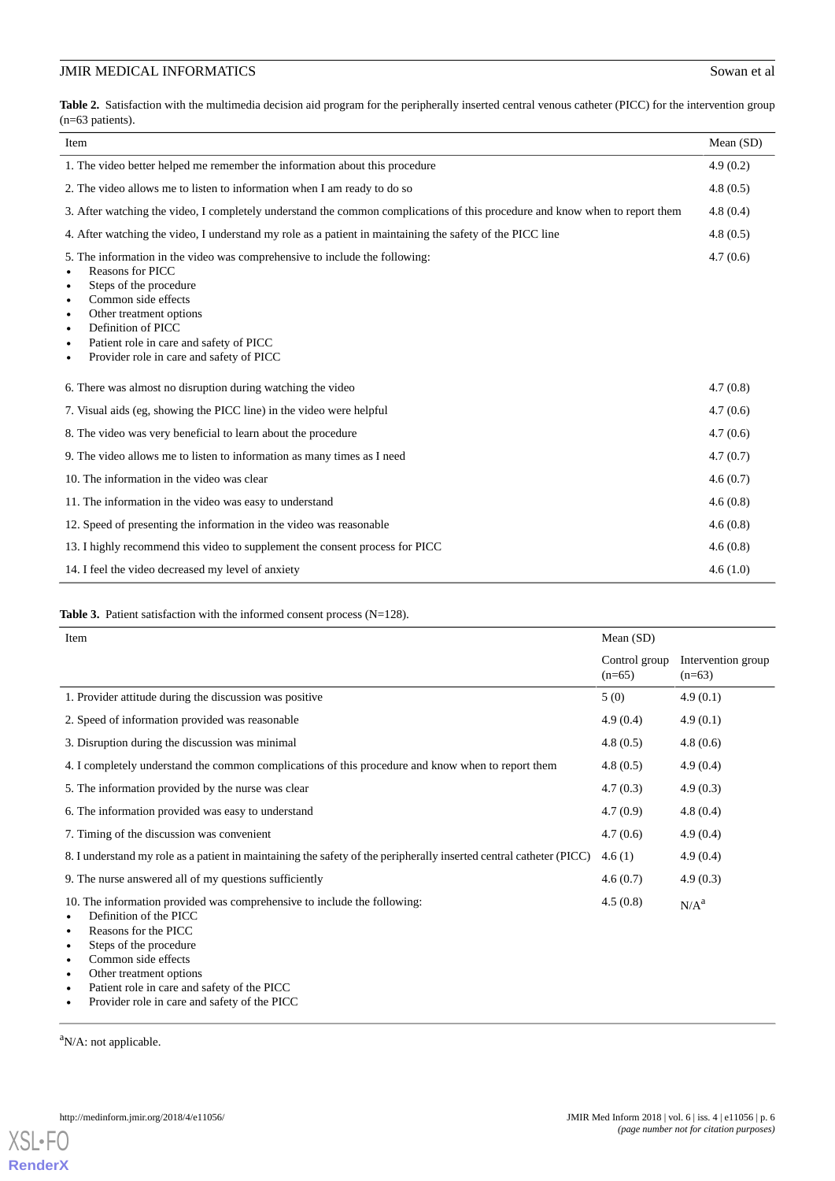**Table 2.** Satisfaction with the multimedia decision aid program for the peripherally inserted central venous catheter (PICC) for the intervention group (n=63 patients).

| Item | Mean (SD) |
|---|---|
| 1. The video better helped me remember the information about this procedure | 4.9 (0.2) |
| 2. The video allows me to listen to information when I am ready to do so | 4.8 (0.5) |
| 3. After watching the video, I completely understand the common complications of this procedure and know when to report them | 4.8 (0.4) |
| 4. After watching the video, I understand my role as a patient in maintaining the safety of the PICC line | 4.8 (0.5) |
| 5. The information in the video was comprehensive to include the following: • Reasons for PICC • Steps of the procedure • Common side effects • Other treatment options • Definition of PICC • Patient role in care and safety of PICC • Provider role in care and safety of PICC | 4.7 (0.6) |
| 6. There was almost no disruption during watching the video | 4.7 (0.8) |
| 7. Visual aids (eg, showing the PICC line) in the video were helpful | 4.7 (0.6) |
| 8. The video was very beneficial to learn about the procedure | 4.7 (0.6) |
| 9. The video allows me to listen to information as many times as I need | 4.7 (0.7) |
| 10. The information in the video was clear | 4.6 (0.7) |
| 11. The information in the video was easy to understand | 4.6 (0.8) |
| 12. Speed of presenting the information in the video was reasonable | 4.6 (0.8) |
| 13. I highly recommend this video to supplement the consent process for PICC | 4.6 (0.8) |
| 14. I feel the video decreased my level of anxiety | 4.6 (1.0) |

**Table 3.** Patient satisfaction with the informed consent process (N=128).

| Item | Mean (SD) | |
|---|---|---|
| | Control group (n=65) | Intervention group (n=63) |
| 1. Provider attitude during the discussion was positive | 5 (0) | 4.9 (0.1) |
| 2. Speed of information provided was reasonable | 4.9 (0.4) | 4.9 (0.1) |
| 3. Disruption during the discussion was minimal | 4.8 (0.5) | 4.8 (0.6) |
| 4. I completely understand the common complications of this procedure and know when to report them | 4.8 (0.5) | 4.9 (0.4) |
| 5. The information provided by the nurse was clear | 4.7 (0.3) | 4.9 (0.3) |
| 6. The information provided was easy to understand | 4.7 (0.9) | 4.8 (0.4) |
| 7. Timing of the discussion was convenient | 4.7 (0.6) | 4.9 (0.4) |
| 8. I understand my role as a patient in maintaining the safety of the peripherally inserted central catheter (PICC) | 4.6 (1) | 4.9 (0.4) |
| 9. The nurse answered all of my questions sufficiently | 4.6 (0.7) | 4.9 (0.3) |
| 10. The information provided was comprehensive to include the following: • Definition of the PICC • Reasons for the PICC • Steps of the procedure • Common side effects • Other treatment options • Patient role in care and safety of the PICC • Provider role in care and safety of the PICC | 4.5 (0.8) | N/A[a] |

[a]N/A: not applicable.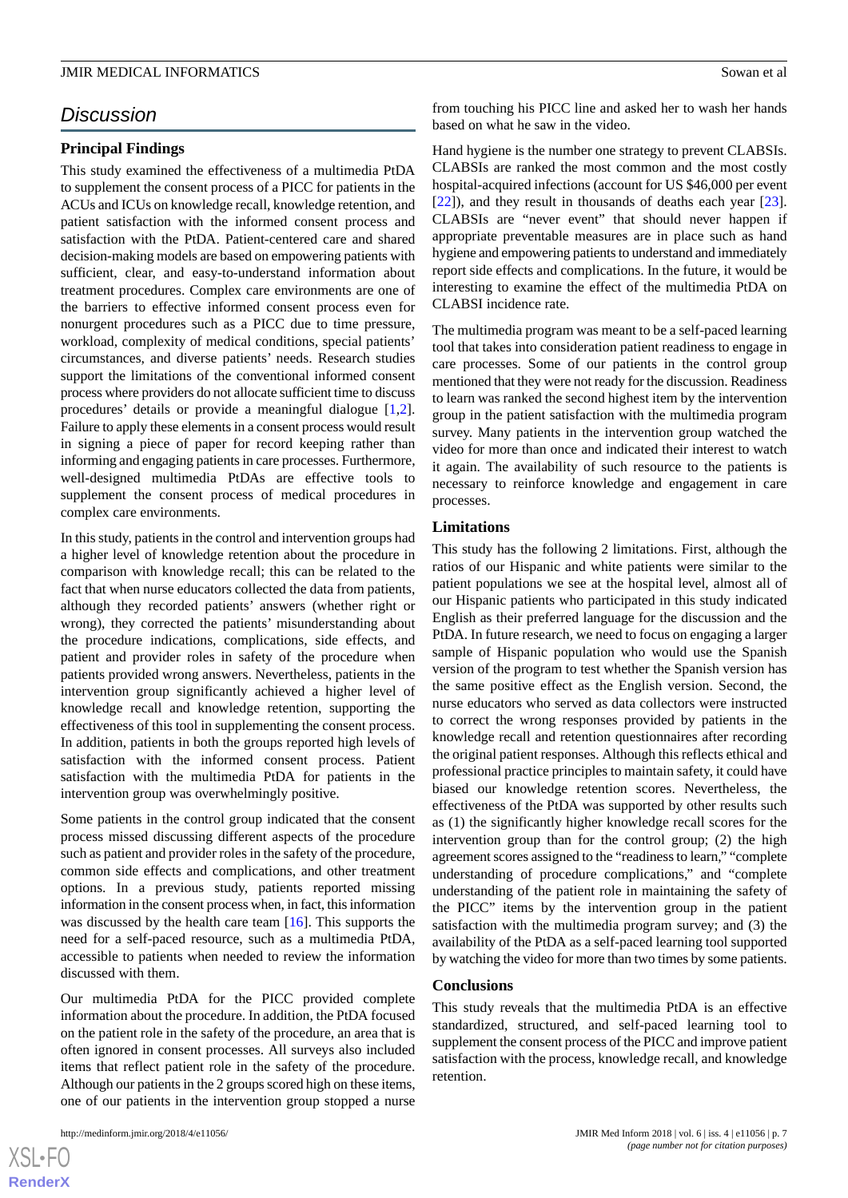## Discussion

### Principal Findings

This study examined the effectiveness of a multimedia PtDA to supplement the consent process of a PICC for patients in the ACUs and ICUs on knowledge recall, knowledge retention, and patient satisfaction with the informed consent process and satisfaction with the PtDA. Patient-centered care and shared decision-making models are based on empowering patients with sufficient, clear, and easy-to-understand information about treatment procedures. Complex care environments are one of the barriers to effective informed consent process even for nonurgent procedures such as a PICC due to time pressure, workload, complexity of medical conditions, special patients' circumstances, and diverse patients' needs. Research studies support the limitations of the conventional informed consent process where providers do not allocate sufficient time to discuss procedures' details or provide a meaningful dialogue [1,2]. Failure to apply these elements in a consent process would result in signing a piece of paper for record keeping rather than informing and engaging patients in care processes. Furthermore, well-designed multimedia PtDAs are effective tools to supplement the consent process of medical procedures in complex care environments.

In this study, patients in the control and intervention groups had a higher level of knowledge retention about the procedure in comparison with knowledge recall; this can be related to the fact that when nurse educators collected the data from patients, although they recorded patients' answers (whether right or wrong), they corrected the patients' misunderstanding about the procedure indications, complications, side effects, and patient and provider roles in safety of the procedure when patients provided wrong answers. Nevertheless, patients in the intervention group significantly achieved a higher level of knowledge recall and knowledge retention, supporting the effectiveness of this tool in supplementing the consent process. In addition, patients in both the groups reported high levels of satisfaction with the informed consent process. Patient satisfaction with the multimedia PtDA for patients in the intervention group was overwhelmingly positive.

Some patients in the control group indicated that the consent process missed discussing different aspects of the procedure such as patient and provider roles in the safety of the procedure, common side effects and complications, and other treatment options. In a previous study, patients reported missing information in the consent process when, in fact, this information was discussed by the health care team [16]. This supports the need for a self-paced resource, such as a multimedia PtDA, accessible to patients when needed to review the information discussed with them.

Our multimedia PtDA for the PICC provided complete information about the procedure. In addition, the PtDA focused on the patient role in the safety of the procedure, an area that is often ignored in consent processes. All surveys also included items that reflect patient role in the safety of the procedure. Although our patients in the 2 groups scored high on these items, one of our patients in the intervention group stopped a nurse from touching his PICC line and asked her to wash her hands based on what he saw in the video.

Hand hygiene is the number one strategy to prevent CLABSIs. CLABSIs are ranked the most common and the most costly hospital-acquired infections (account for US $46,000 per event [22]), and they result in thousands of deaths each year [23]. CLABSIs are "never event" that should never happen if appropriate preventable measures are in place such as hand hygiene and empowering patients to understand and immediately report side effects and complications. In the future, it would be interesting to examine the effect of the multimedia PtDA on CLABSI incidence rate.

The multimedia program was meant to be a self-paced learning tool that takes into consideration patient readiness to engage in care processes. Some of our patients in the control group mentioned that they were not ready for the discussion. Readiness to learn was ranked the second highest item by the intervention group in the patient satisfaction with the multimedia program survey. Many patients in the intervention group watched the video for more than once and indicated their interest to watch it again. The availability of such resource to the patients is necessary to reinforce knowledge and engagement in care processes.

### Limitations

This study has the following 2 limitations. First, although the ratios of our Hispanic and white patients were similar to the patient populations we see at the hospital level, almost all of our Hispanic patients who participated in this study indicated English as their preferred language for the discussion and the PtDA. In future research, we need to focus on engaging a larger sample of Hispanic population who would use the Spanish version of the program to test whether the Spanish version has the same positive effect as the English version. Second, the nurse educators who served as data collectors were instructed to correct the wrong responses provided by patients in the knowledge recall and retention questionnaires after recording the original patient responses. Although this reflects ethical and professional practice principles to maintain safety, it could have biased our knowledge retention scores. Nevertheless, the effectiveness of the PtDA was supported by other results such as (1) the significantly higher knowledge recall scores for the intervention group than for the control group; (2) the high agreement scores assigned to the "readiness to learn," "complete understanding of procedure complications," and "complete understanding of the patient role in maintaining the safety of the PICC" items by the intervention group in the patient satisfaction with the multimedia program survey; and (3) the availability of the PtDA as a self-paced learning tool supported by watching the video for more than two times by some patients.

### Conclusions

This study reveals that the multimedia PtDA is an effective standardized, structured, and self-paced learning tool to supplement the consent process of the PICC and improve patient satisfaction with the process, knowledge recall, and knowledge retention.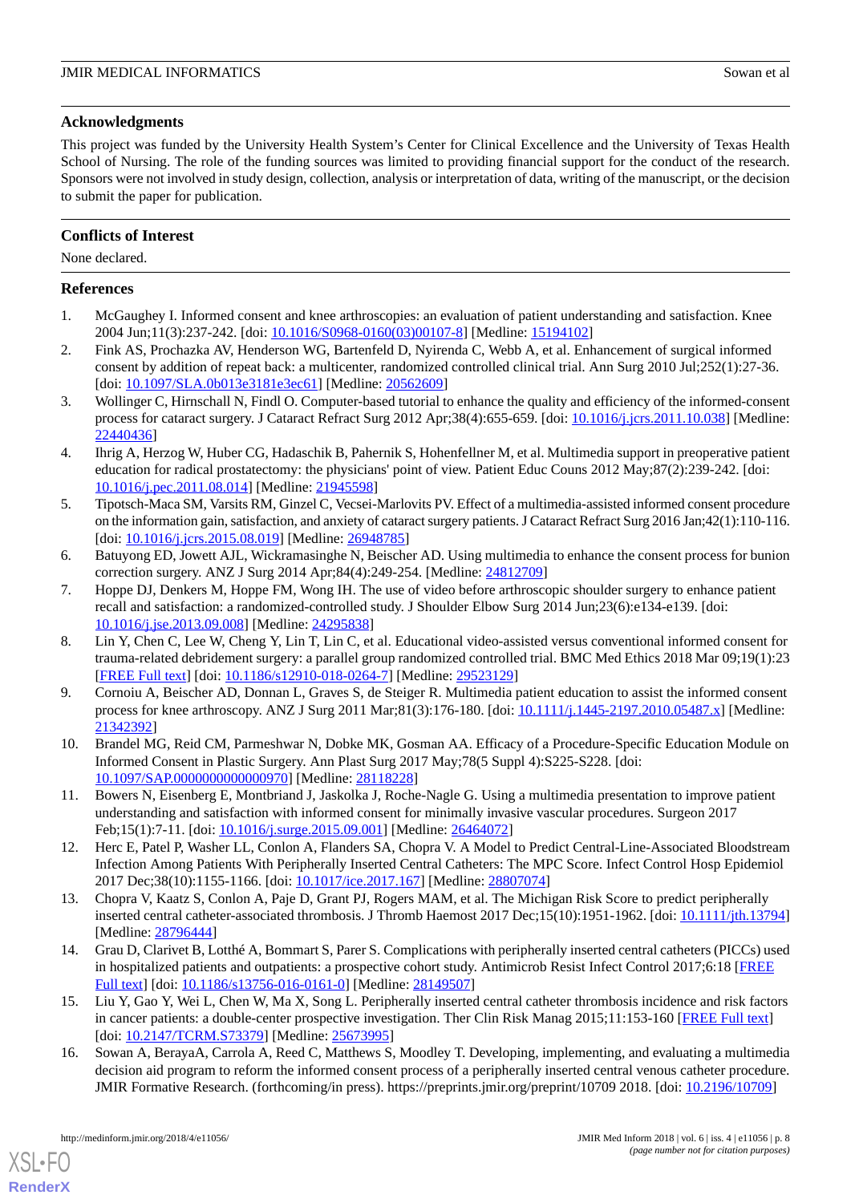## Acknowledgments

This project was funded by the University Health System's Center for Clinical Excellence and the University of Texas Health School of Nursing. The role of the funding sources was limited to providing financial support for the conduct of the research. Sponsors were not involved in study design, collection, analysis or interpretation of data, writing of the manuscript, or the decision to submit the paper for publication.

## Conflicts of Interest

None declared.

## References

1. McGaughey I. Informed consent and knee arthroscopies: an evaluation of patient understanding and satisfaction. Knee 2004 Jun;11(3):237-242. [doi: 10.1016/S0968-0160(03)00107-8] [Medline: 15194102]
2. Fink AS, Prochazka AV, Henderson WG, Bartenfeld D, Nyirenda C, Webb A, et al. Enhancement of surgical informed consent by addition of repeat back: a multicenter, randomized controlled clinical trial. Ann Surg 2010 Jul;252(1):27-36. [doi: 10.1097/SLA.0b013e3181e3ec61] [Medline: 20562609]
3. Wollinger C, Hirnschall N, Findl O. Computer-based tutorial to enhance the quality and efficiency of the informed-consent process for cataract surgery. J Cataract Refract Surg 2012 Apr;38(4):655-659. [doi: 10.1016/j.jcrs.2011.10.038] [Medline: 22440436]
4. Ihrig A, Herzog W, Huber CG, Hadaschik B, Pahernik S, Hohenfellner M, et al. Multimedia support in preoperative patient education for radical prostatectomy: the physicians' point of view. Patient Educ Couns 2012 May;87(2):239-242. [doi: 10.1016/j.pec.2011.08.014] [Medline: 21945598]
5. Tipotsch-Maca SM, Varsits RM, Ginzel C, Vecsei-Marlovits PV. Effect of a multimedia-assisted informed consent procedure on the information gain, satisfaction, and anxiety of cataract surgery patients. J Cataract Refract Surg 2016 Jan;42(1):110-116. [doi: 10.1016/j.jcrs.2015.08.019] [Medline: 26948785]
6. Batuyong ED, Jowett AJL, Wickramasinghe N, Beischer AD. Using multimedia to enhance the consent process for bunion correction surgery. ANZ J Surg 2014 Apr;84(4):249-254. [Medline: 24812709]
7. Hoppe DJ, Denkers M, Hoppe FM, Wong IH. The use of video before arthroscopic shoulder surgery to enhance patient recall and satisfaction: a randomized-controlled study. J Shoulder Elbow Surg 2014 Jun;23(6):e134-e139. [doi: 10.1016/j.jse.2013.09.008] [Medline: 24295838]
8. Lin Y, Chen C, Lee W, Cheng Y, Lin T, Lin C, et al. Educational video-assisted versus conventional informed consent for trauma-related debridement surgery: a parallel group randomized controlled trial. BMC Med Ethics 2018 Mar 09;19(1):23 [FREE Full text] [doi: 10.1186/s12910-018-0264-7] [Medline: 29523129]
9. Cornoiu A, Beischer AD, Donnan L, Graves S, de Steiger R. Multimedia patient education to assist the informed consent process for knee arthroscopy. ANZ J Surg 2011 Mar;81(3):176-180. [doi: 10.1111/j.1445-2197.2010.05487.x] [Medline: 21342392]
10. Brandel MG, Reid CM, Parmeshwar N, Dobke MK, Gosman AA. Efficacy of a Procedure-Specific Education Module on Informed Consent in Plastic Surgery. Ann Plast Surg 2017 May;78(5 Suppl 4):S225-S228. [doi: 10.1097/SAP.0000000000000970] [Medline: 28118228]
11. Bowers N, Eisenberg E, Montbriand J, Jaskolka J, Roche-Nagle G. Using a multimedia presentation to improve patient understanding and satisfaction with informed consent for minimally invasive vascular procedures. Surgeon 2017 Feb;15(1):7-11. [doi: 10.1016/j.surge.2015.09.001] [Medline: 26464072]
12. Herc E, Patel P, Washer LL, Conlon A, Flanders SA, Chopra V. A Model to Predict Central-Line-Associated Bloodstream Infection Among Patients With Peripherally Inserted Central Catheters: The MPC Score. Infect Control Hosp Epidemiol 2017 Dec;38(10):1155-1166. [doi: 10.1017/ice.2017.167] [Medline: 28807074]
13. Chopra V, Kaatz S, Conlon A, Paje D, Grant PJ, Rogers MAM, et al. The Michigan Risk Score to predict peripherally inserted central catheter-associated thrombosis. J Thromb Haemost 2017 Dec;15(10):1951-1962. [doi: 10.1111/jth.13794] [Medline: 28796444]
14. Grau D, Clarivet B, Lotthé A, Bommart S, Parer S. Complications with peripherally inserted central catheters (PICCs) used in hospitalized patients and outpatients: a prospective cohort study. Antimicrob Resist Infect Control 2017;6:18 [FREE Full text] [doi: 10.1186/s13756-016-0161-0] [Medline: 28149507]
15. Liu Y, Gao Y, Wei L, Chen W, Ma X, Song L. Peripherally inserted central catheter thrombosis incidence and risk factors in cancer patients: a double-center prospective investigation. Ther Clin Risk Manag 2015;11:153-160 [FREE Full text] [doi: 10.2147/TCRM.S73379] [Medline: 25673995]
16. Sowan A, BerayaA, Carrola A, Reed C, Matthews S, Moodley T. Developing, implementing, and evaluating a multimedia decision aid program to reform the informed consent process of a peripherally inserted central venous catheter procedure. JMIR Formative Research. (forthcoming/in press). https://preprints.jmir.org/preprint/10709 2018. [doi: 10.2196/10709]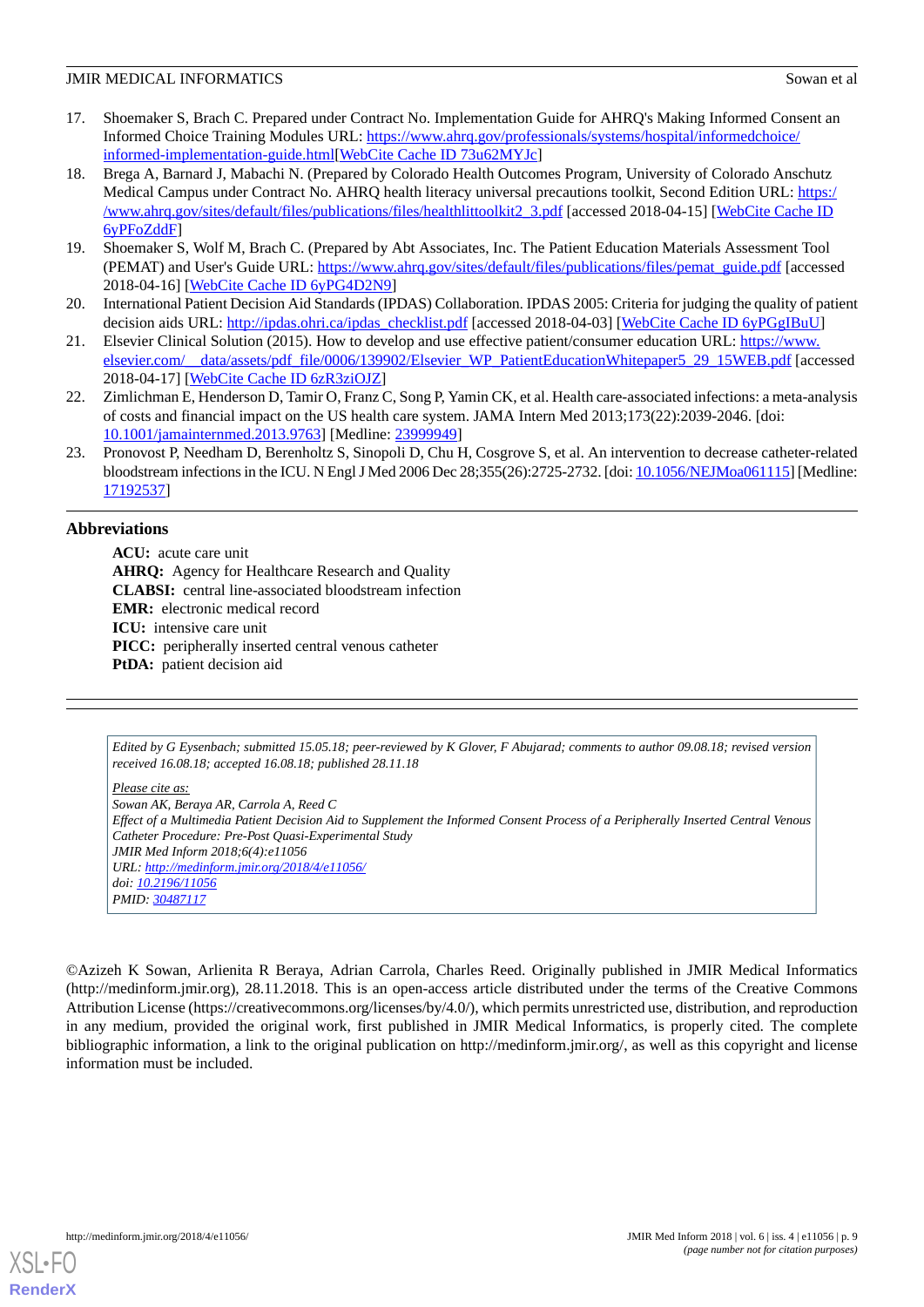17. Shoemaker S, Brach C. Prepared under Contract No. Implementation Guide for AHRQ's Making Informed Consent an Informed Choice Training Modules URL: https://www.ahrq.gov/professionals/systems/hospital/informedchoice/informed-implementation-guide.html[WebCite Cache ID 73u62MYJc]
18. Brega A, Barnard J, Mabachi N. (Prepared by Colorado Health Outcomes Program, University of Colorado Anschutz Medical Campus under Contract No. AHRQ health literacy universal precautions toolkit, Second Edition URL: https://www.ahrq.gov/sites/default/files/publications/files/healthlittoolkit2_3.pdf [accessed 2018-04-15] [WebCite Cache ID 6yPFoZddF]
19. Shoemaker S, Wolf M, Brach C. (Prepared by Abt Associates, Inc. The Patient Education Materials Assessment Tool (PEMAT) and User's Guide URL: https://www.ahrq.gov/sites/default/files/publications/files/pemat_guide.pdf [accessed 2018-04-16] [WebCite Cache ID 6yPG4D2N9]
20. International Patient Decision Aid Standards (IPDAS) Collaboration. IPDAS 2005: Criteria for judging the quality of patient decision aids URL: http://ipdas.ohri.ca/ipdas_checklist.pdf [accessed 2018-04-03] [WebCite Cache ID 6yPGgIBuU]
21. Elsevier Clinical Solution (2015). How to develop and use effective patient/consumer education URL: https://www.elsevier.com/__data/assets/pdf_file/0006/139902/Elsevier_WP_PatientEducationWhitepaper5_29_15WEB.pdf [accessed 2018-04-17] [WebCite Cache ID 6zR3ziOJZ]
22. Zimlichman E, Henderson D, Tamir O, Franz C, Song P, Yamin CK, et al. Health care-associated infections: a meta-analysis of costs and financial impact on the US health care system. JAMA Intern Med 2013;173(22):2039-2046. [doi: 10.1001/jamainternmed.2013.9763] [Medline: 23999949]
23. Pronovost P, Needham D, Berenholtz S, Sinopoli D, Chu H, Cosgrove S, et al. An intervention to decrease catheter-related bloodstream infections in the ICU. N Engl J Med 2006 Dec 28;355(26):2725-2732. [doi: 10.1056/NEJMoa061115] [Medline: 17192537]

## Abbreviations

**ACU:** acute care unit
**AHRQ:** Agency for Healthcare Research and Quality
**CLABSI:** central line-associated bloodstream infection
**EMR:** electronic medical record
**ICU:** intensive care unit
**PICC:** peripherally inserted central venous catheter
**PtDA:** patient decision aid

---

*Edited by G Eysenbach; submitted 15.05.18; peer-reviewed by K Glover, F Abujarad; comments to author 09.08.18; revised version received 16.08.18; accepted 16.08.18; published 28.11.18*

*Please cite as:*
*Sowan AK, Beraya AR, Carrola A, Reed C*
*Effect of a Multimedia Patient Decision Aid to Supplement the Informed Consent Process of a Peripherally Inserted Central Venous Catheter Procedure: Pre-Post Quasi-Experimental Study*
*JMIR Med Inform 2018;6(4):e11056*
*URL: http://medinform.jmir.org/2018/4/e11056/*
*doi: 10.2196/11056*
*PMID: 30487117*

©Azizeh K Sowan, Arlienita R Beraya, Adrian Carrola, Charles Reed. Originally published in JMIR Medical Informatics (http://medinform.jmir.org), 28.11.2018. This is an open-access article distributed under the terms of the Creative Commons Attribution License (https://creativecommons.org/licenses/by/4.0/), which permits unrestricted use, distribution, and reproduction in any medium, provided the original work, first published in JMIR Medical Informatics, is properly cited. The complete bibliographic information, a link to the original publication on http://medinform.jmir.org/, as well as this copyright and license information must be included.